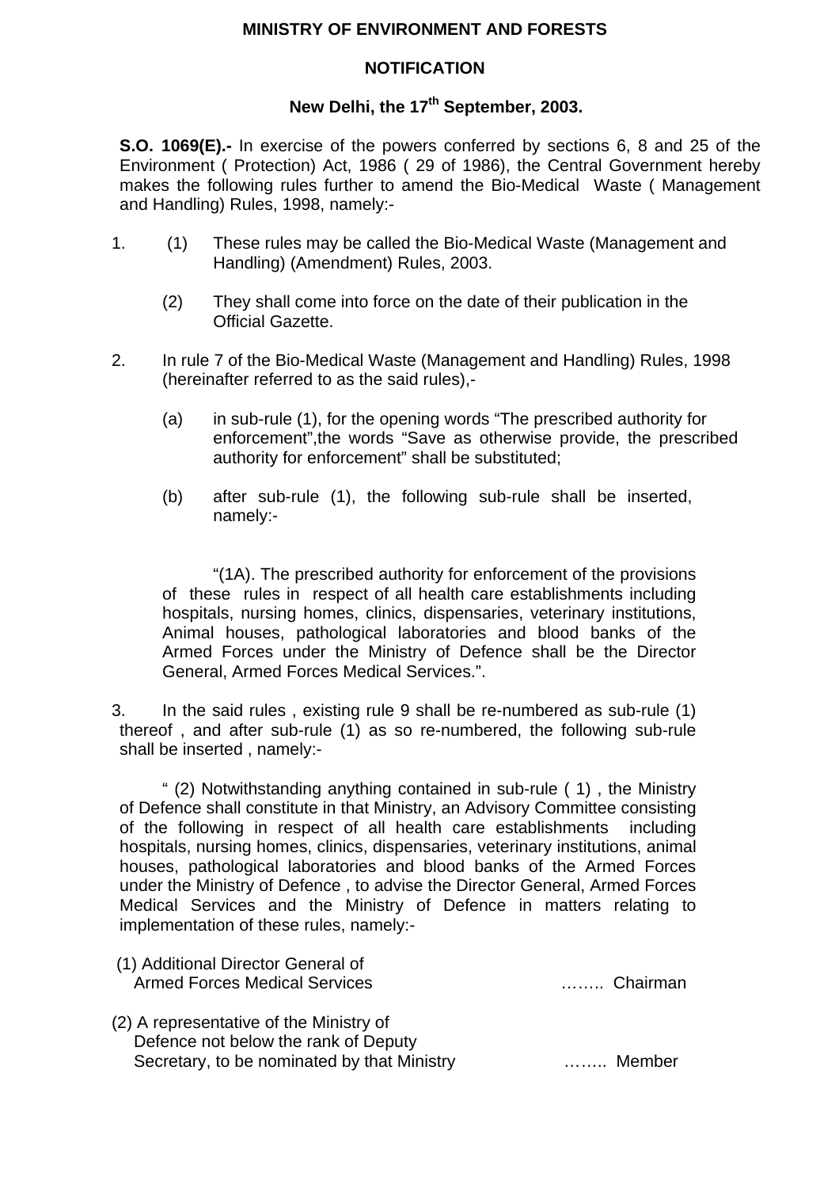**MINISTRY OF ENVIRONMENT AND FORESTS**

**NOTIFICATION**

**New Delhi, the 17th September, 2003.**

**S.O. 1069(E).-** In exercise of the powers conferred by sections 6, 8 and 25 of the Environment ( Protection) Act, 1986 ( 29 of 1986), the Central Government hereby makes the following rules further to amend the Bio-Medical Waste ( Management and Handling) Rules, 1998, namely:-

1. (1) These rules may be called the Bio-Medical Waste (Management and Handling) (Amendment) Rules, 2003.

   (2) They shall come into force on the date of their publication in the Official Gazette.

2. In rule 7 of the Bio-Medical Waste (Management and Handling) Rules, 1998 (hereinafter referred to as the said rules),-

   (a) in sub-rule (1), for the opening words "The prescribed authority for enforcement",the words "Save as otherwise provide, the prescribed authority for enforcement" shall be substituted;

   (b) after sub-rule (1), the following sub-rule shall be inserted, namely:-

   "(1A). The prescribed authority for enforcement of the provisions of these rules in respect of all health care establishments including hospitals, nursing homes, clinics, dispensaries, veterinary institutions, Animal houses, pathological laboratories and blood banks of the Armed Forces under the Ministry of Defence shall be the Director General, Armed Forces Medical Services.".

3. In the said rules , existing rule 9 shall be re-numbered as sub-rule (1) thereof , and after sub-rule (1) as so re-numbered, the following sub-rule shall be inserted , namely:-

   " (2) Notwithstanding anything contained in sub-rule ( 1) , the Ministry of Defence shall constitute in that Ministry, an Advisory Committee consisting of the following in respect of all health care establishments including hospitals, nursing homes, clinics, dispensaries, veterinary institutions, animal houses, pathological laboratories and blood banks of the Armed Forces under the Ministry of Defence , to advise the Director General, Armed Forces Medical Services and the Ministry of Defence in matters relating to implementation of these rules, namely:-

   (1) Additional Director General of Armed Forces Medical Services …….. Chairman

   (2) A representative of the Ministry of Defence not below the rank of Deputy Secretary, to be nominated by that Ministry …….. Member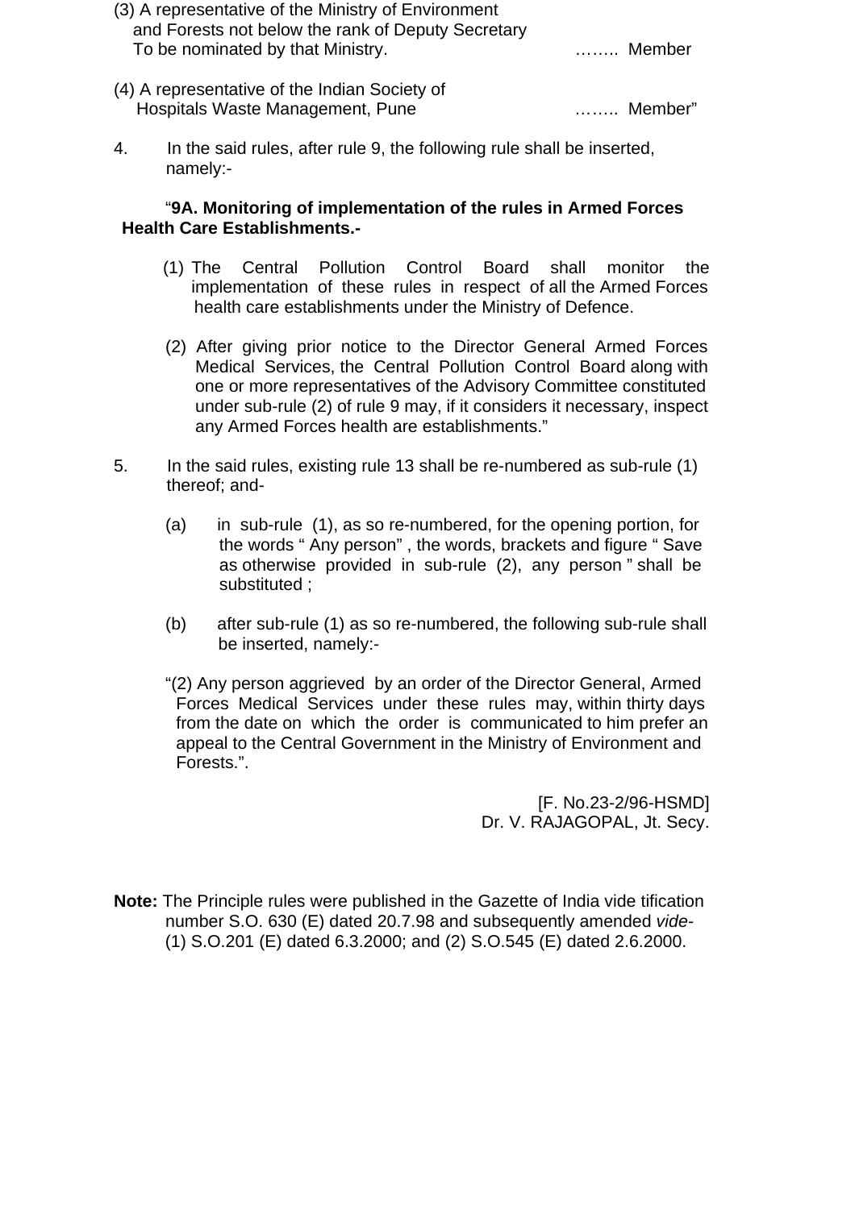(3) A representative of the Ministry of Environment and Forests not below the rank of Deputy Secretary To be nominated by that Ministry. …….. Member

(4) A representative of the Indian Society of Hospitals Waste Management, Pune …….. Member"

4. In the said rules, after rule 9, the following rule shall be inserted, namely:-

"**9A. Monitoring of implementation of the rules in Armed Forces Health Care Establishments.-**

(1) The Central Pollution Control Board shall monitor the implementation of these rules in respect of all the Armed Forces health care establishments under the Ministry of Defence.

(2) After giving prior notice to the Director General Armed Forces Medical Services, the Central Pollution Control Board along with one or more representatives of the Advisory Committee constituted under sub-rule (2) of rule 9 may, if it considers it necessary, inspect any Armed Forces health are establishments."

5. In the said rules, existing rule 13 shall be re-numbered as sub-rule (1) thereof; and-

(a) in sub-rule (1), as so re-numbered, for the opening portion, for the words " Any person" , the words, brackets and figure " Save as otherwise provided in sub-rule (2), any person " shall be substituted ;

(b) after sub-rule (1) as so re-numbered, the following sub-rule shall be inserted, namely:-

"(2) Any person aggrieved by an order of the Director General, Armed Forces Medical Services under these rules may, within thirty days from the date on which the order is communicated to him prefer an appeal to the Central Government in the Ministry of Environment and Forests.".

[F. No.23-2/96-HSMD]
Dr. V. RAJAGOPAL, Jt. Secy.

**Note:** The Principle rules were published in the Gazette of India vide tification number S.O. 630 (E) dated 20.7.98 and subsequently amended *vide*- (1) S.O.201 (E) dated 6.3.2000; and (2) S.O.545 (E) dated 2.6.2000.